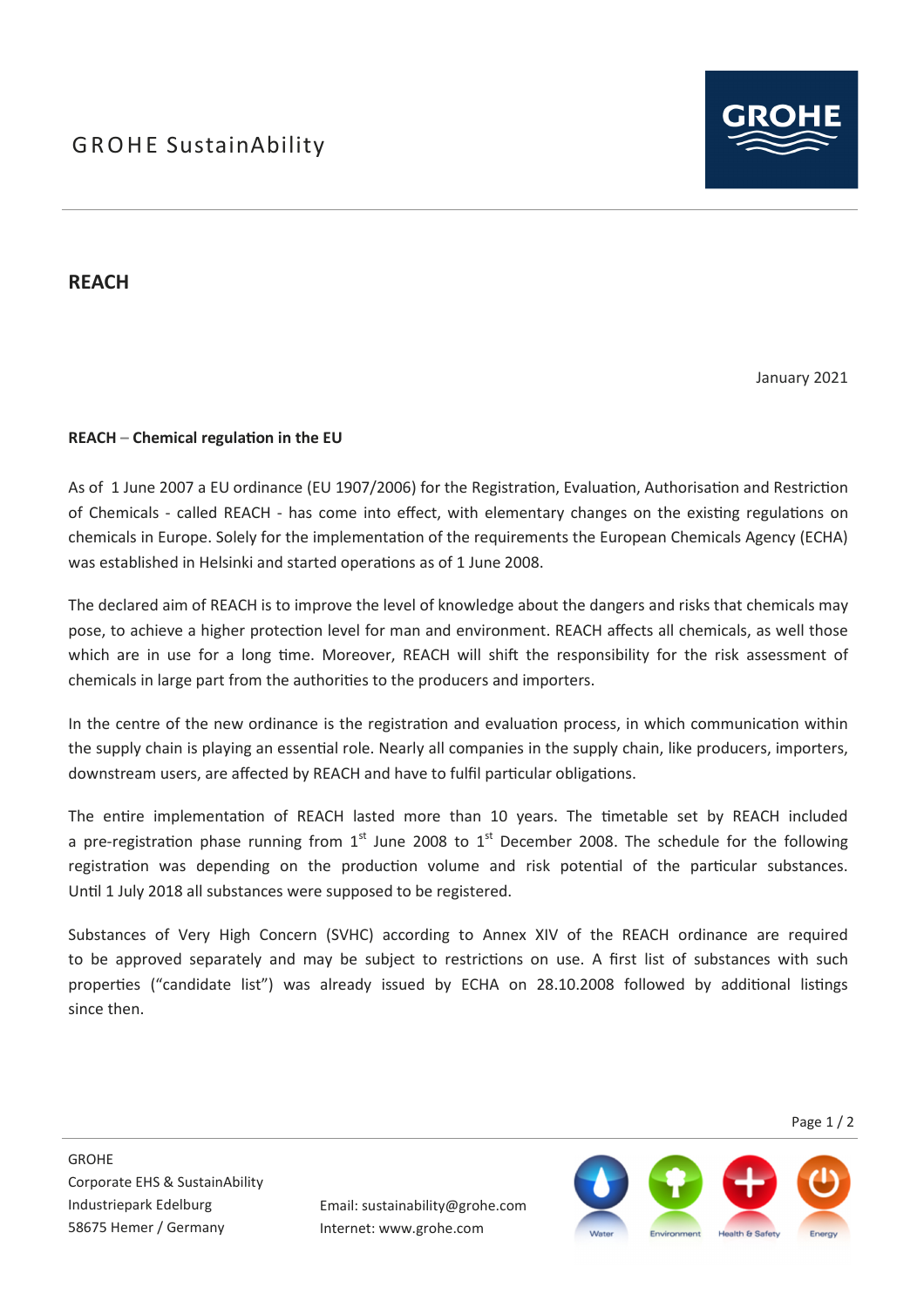# GROHE SustainAbility

## REACH

January 2021

**REACH – Chemical regulation in the EU**

As of 1 June 2007 a EU ordinance (EU 1907/2006) for the Registration, Evaluation, Authorisation and Restriction of Chemicals - called REACH - has come into effect, with elementary changes on the existing regulations on chemicals in Europe. Solely for the implementation of the requirements the European Chemicals Agency (ECHA) was established in Helsinki and started operations as of 1 June 2008.

The declared aim of REACH is to improve the level of knowledge about the dangers and risks that chemicals may pose, to achieve a higher protection level for man and environment. REACH affects all chemicals, as well those which are in use for a long time. Moreover, REACH will shift the responsibility for the risk assessment of chemicals in large part from the authorities to the producers and importers.

In the centre of the new ordinance is the registration and evaluation process, in which communication within the supply chain is playing an essential role. Nearly all companies in the supply chain, like producers, importers, downstream users, are affected by REACH and have to fulfil particular obligations.

The entire implementation of REACH lasted more than 10 years. The timetable set by REACH included a pre-registration phase running from 1st June 2008 to 1st December 2008. The schedule for the following registration was depending on the production volume and risk potential of the particular substances. Until 1 July 2018 all substances were supposed to be registered.

Substances of Very High Concern (SVHC) according to Annex XIV of the REACH ordinance are required to be approved separately and may be subject to restrictions on use. A first list of substances with such properties ("candidate list") was already issued by ECHA on 28.10.2008 followed by additional listings since then.

GROHE
Corporate EHS & SustainAbility
Industriepark Edelburg
58675 Hemer / Germany

Email: sustainability@grohe.com
Internet: www.grohe.com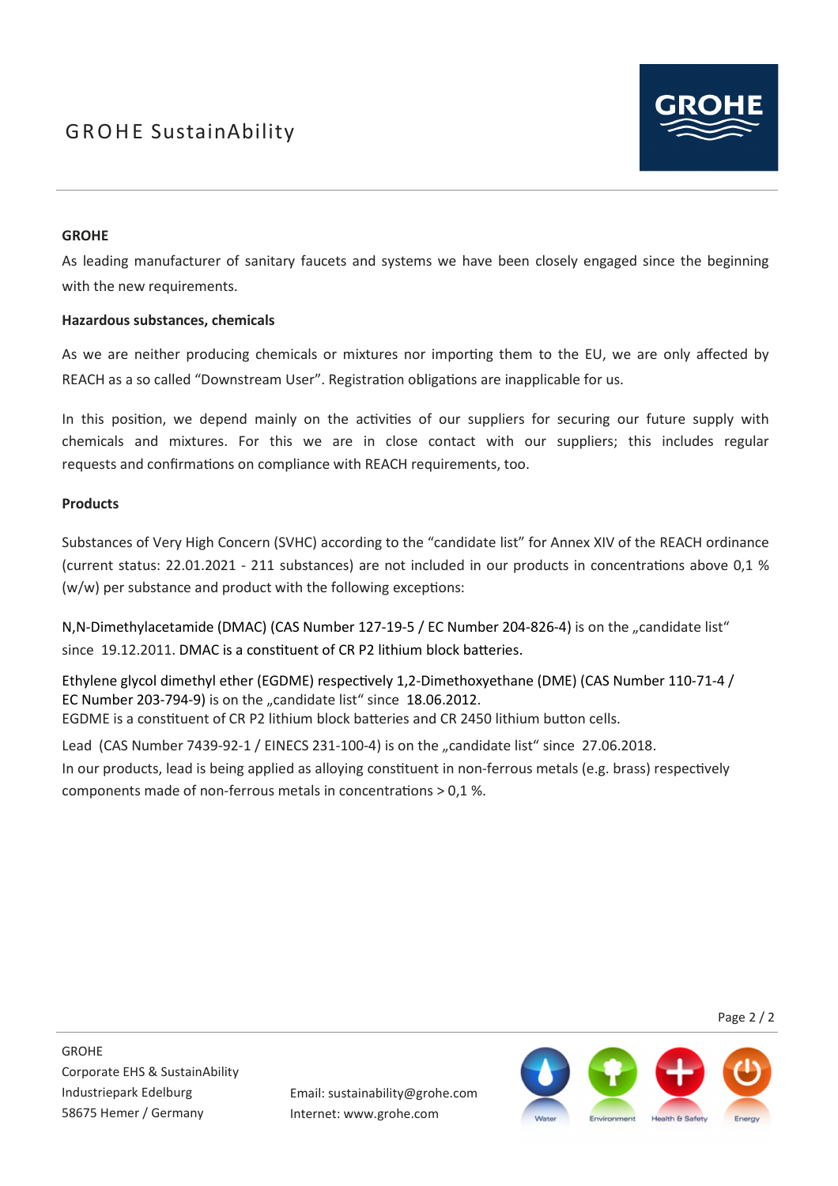**GROHE**

As leading manufacturer of sanitary faucets and systems we have been closely engaged since the beginning with the new requirements.

**Hazardous substances, chemicals**

As we are neither producing chemicals or mixtures nor importing them to the EU, we are only affected by REACH as a so called "Downstream User". Registration obligations are inapplicable for us.

In this position, we depend mainly on the activities of our suppliers for securing our future supply with chemicals and mixtures. For this we are in close contact with our suppliers; this includes regular requests and confirmations on compliance with REACH requirements, too.

**Products**

Substances of Very High Concern (SVHC) according to the "candidate list" for Annex XIV of the REACH ordinance (current status: 22.01.2021 - 211 substances) are not included in our products in concentrations above 0,1 % (w/w) per substance and product with the following exceptions:

N,N-Dimethylacetamide (DMAC) (CAS Number 127-19-5 / EC Number 204-826-4) is on the „candidate list" since 19.12.2011. DMAC is a constituent of CR P2 lithium block batteries.

Ethylene glycol dimethyl ether (EGDME) respectively 1,2-Dimethoxyethane (DME) (CAS Number 110-71-4 / EC Number 203-794-9) is on the „candidate list" since 18.06.2012.
EGDME is a constituent of CR P2 lithium block batteries and CR 2450 lithium button cells.

Lead (CAS Number 7439-92-1 / EINECS 231-100-4) is on the „candidate list" since 27.06.2018.
In our products, lead is being applied as alloying constituent in non-ferrous metals (e.g. brass) respectively components made of non-ferrous metals in concentrations > 0,1 %.

GROHE
Corporate EHS & SustainAbility
Industriepark Edelburg
58675 Hemer / Germany

Email: sustainability@grohe.com
Internet: www.grohe.com